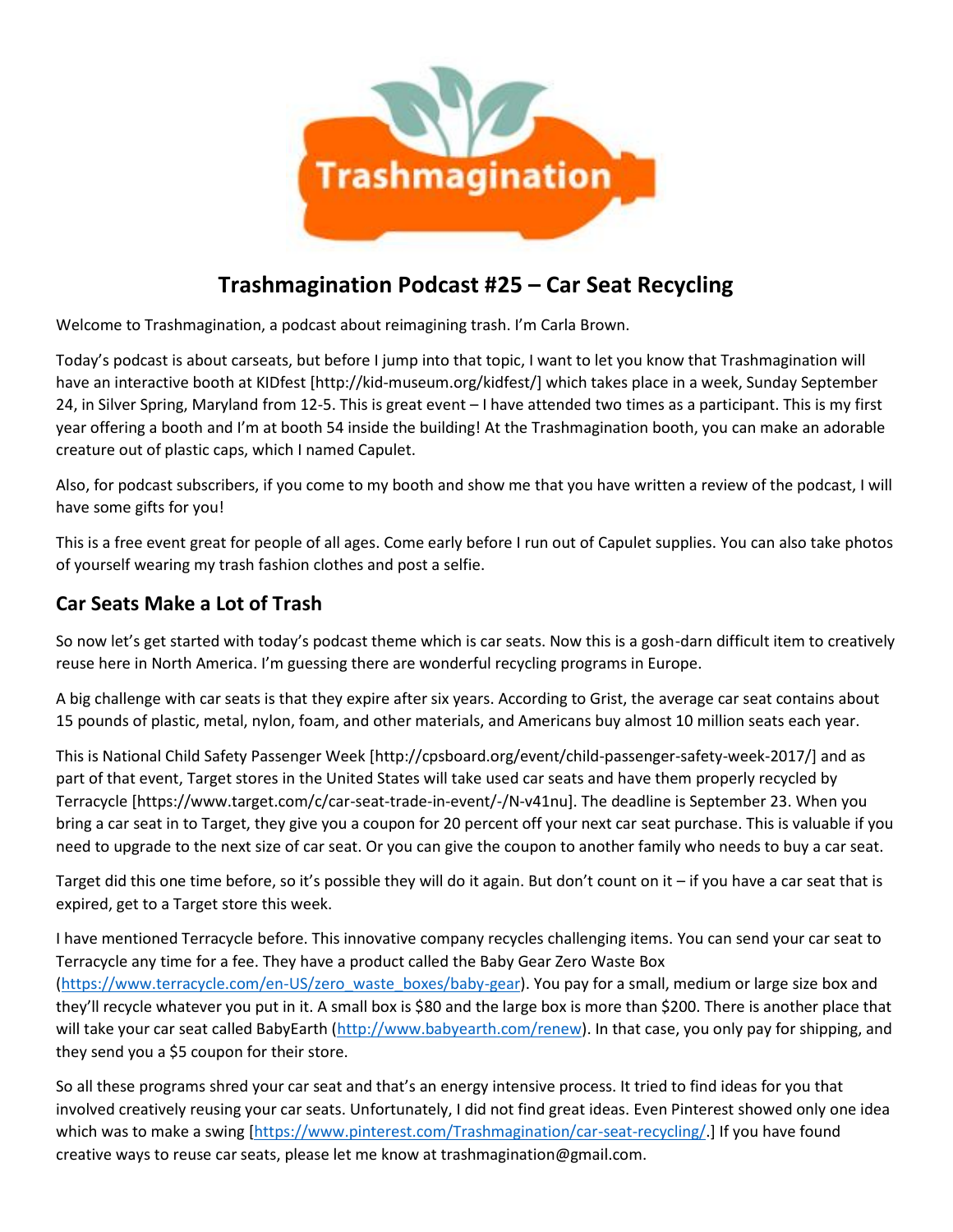# Trashmagination Podcast #25 – Car Seat Recycling

Welcome to Trashmagination, a podcast about reimagining trash. I'm Carla Brown.

Today's podcast is about carseats, but before I jump into that topic, I want to let you know that Trashmagination will have an interactive booth at KIDfest [http://kid-museum.org/kidfest/] which takes place in a week, Sunday September 24, in Silver Spring, Maryland from 12-5. This is great event – I have attended two times as a participant. This is my first year offering a booth and I'm at booth 54 inside the building! At the Trashmagination booth, you can make an adorable creature out of plastic caps, which I named Capulet.

Also, for podcast subscribers, if you come to my booth and show me that you have written a review of the podcast, I will have some gifts for you!

This is a free event great for people of all ages. Come early before I run out of Capulet supplies. You can also take photos of yourself wearing my trash fashion clothes and post a selfie.

## Car Seats Make a Lot of Trash

So now let's get started with today's podcast theme which is car seats. Now this is a gosh-darn difficult item to creatively reuse here in North America. I'm guessing there are wonderful recycling programs in Europe.

A big challenge with car seats is that they expire after six years. According to Grist, the average car seat contains about 15 pounds of plastic, metal, nylon, foam, and other materials, and Americans buy almost 10 million seats each year.

This is National Child Safety Passenger Week [http://cpsboard.org/event/child-passenger-safety-week-2017/] and as part of that event, Target stores in the United States will take used car seats and have them properly recycled by Terracycle [https://www.target.com/c/car-seat-trade-in-event/-/N-v41nu]. The deadline is September 23. When you bring a car seat in to Target, they give you a coupon for 20 percent off your next car seat purchase. This is valuable if you need to upgrade to the next size of car seat. Or you can give the coupon to another family who needs to buy a car seat.

Target did this one time before, so it's possible they will do it again. But don't count on it – if you have a car seat that is expired, get to a Target store this week.

I have mentioned Terracycle before. This innovative company recycles challenging items. You can send your car seat to Terracycle any time for a fee. They have a product called the Baby Gear Zero Waste Box (https://www.terracycle.com/en-US/zero_waste_boxes/baby-gear). You pay for a small, medium or large size box and they'll recycle whatever you put in it. A small box is $80 and the large box is more than $200. There is another place that will take your car seat called BabyEarth (http://www.babyearth.com/renew). In that case, you only pay for shipping, and they send you a $5 coupon for their store.

So all these programs shred your car seat and that's an energy intensive process. It tried to find ideas for you that involved creatively reusing your car seats. Unfortunately, I did not find great ideas. Even Pinterest showed only one idea which was to make a swing [https://www.pinterest.com/Trashmagination/car-seat-recycling/.] If you have found creative ways to reuse car seats, please let me know at trashmagination@gmail.com.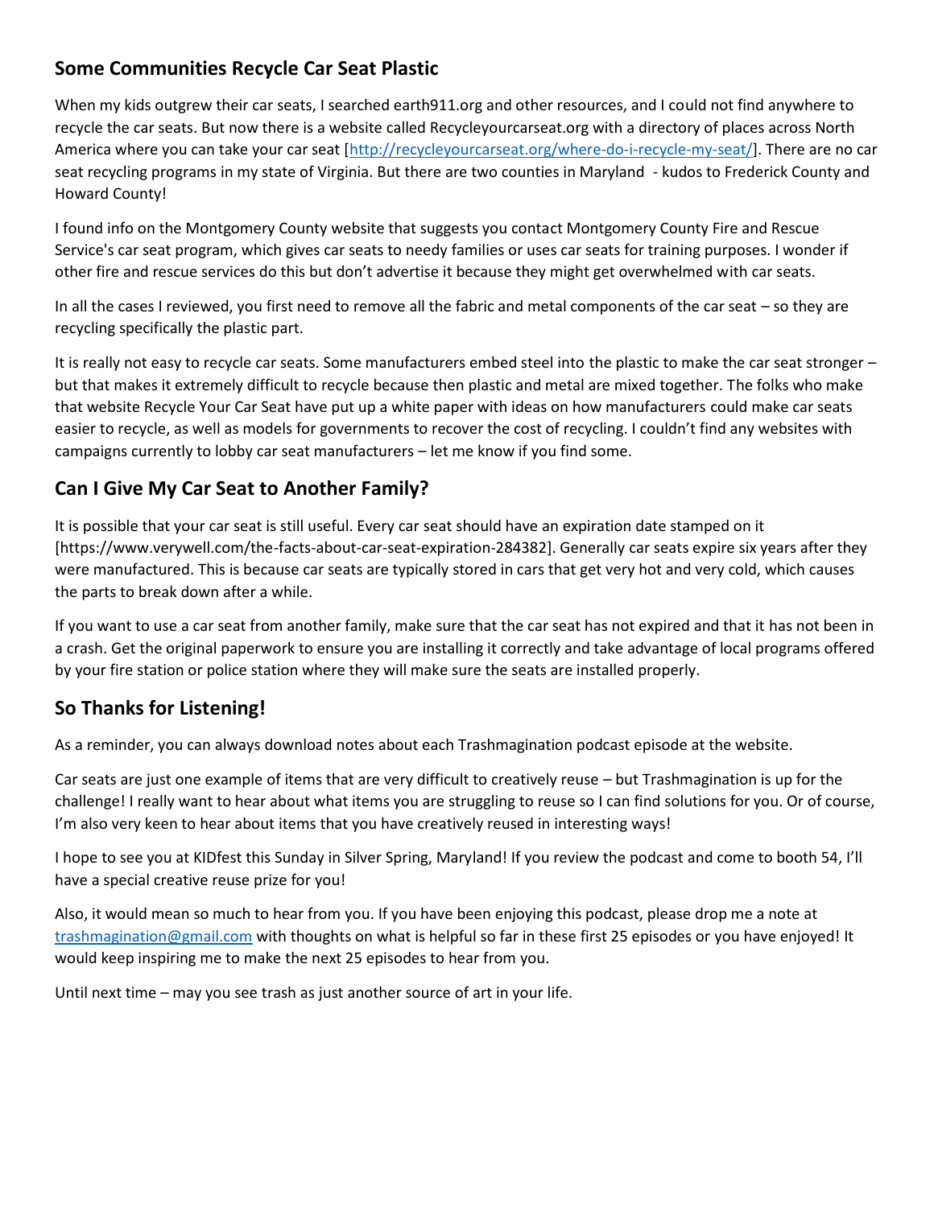## Some Communities Recycle Car Seat Plastic

When my kids outgrew their car seats, I searched earth911.org and other resources, and I could not find anywhere to recycle the car seats. But now there is a website called Recycleyourcarseat.org with a directory of places across North America where you can take your car seat [http://recycleyourcarseat.org/where-do-i-recycle-my-seat/]. There are no car seat recycling programs in my state of Virginia. But there are two counties in Maryland - kudos to Frederick County and Howard County!

I found info on the Montgomery County website that suggests you contact Montgomery County Fire and Rescue Service's car seat program, which gives car seats to needy families or uses car seats for training purposes. I wonder if other fire and rescue services do this but don't advertise it because they might get overwhelmed with car seats.

In all the cases I reviewed, you first need to remove all the fabric and metal components of the car seat – so they are recycling specifically the plastic part.

It is really not easy to recycle car seats. Some manufacturers embed steel into the plastic to make the car seat stronger – but that makes it extremely difficult to recycle because then plastic and metal are mixed together. The folks who make that website Recycle Your Car Seat have put up a white paper with ideas on how manufacturers could make car seats easier to recycle, as well as models for governments to recover the cost of recycling. I couldn't find any websites with campaigns currently to lobby car seat manufacturers – let me know if you find some.

## Can I Give My Car Seat to Another Family?

It is possible that your car seat is still useful. Every car seat should have an expiration date stamped on it [https://www.verywell.com/the-facts-about-car-seat-expiration-284382]. Generally car seats expire six years after they were manufactured. This is because car seats are typically stored in cars that get very hot and very cold, which causes the parts to break down after a while.

If you want to use a car seat from another family, make sure that the car seat has not expired and that it has not been in a crash. Get the original paperwork to ensure you are installing it correctly and take advantage of local programs offered by your fire station or police station where they will make sure the seats are installed properly.

## So Thanks for Listening!

As a reminder, you can always download notes about each Trashmagination podcast episode at the website.

Car seats are just one example of items that are very difficult to creatively reuse – but Trashmagination is up for the challenge! I really want to hear about what items you are struggling to reuse so I can find solutions for you. Or of course, I'm also very keen to hear about items that you have creatively reused in interesting ways!

I hope to see you at KIDfest this Sunday in Silver Spring, Maryland! If you review the podcast and come to booth 54, I'll have a special creative reuse prize for you!

Also, it would mean so much to hear from you. If you have been enjoying this podcast, please drop me a note at trashmagination@gmail.com with thoughts on what is helpful so far in these first 25 episodes or you have enjoyed! It would keep inspiring me to make the next 25 episodes to hear from you.

Until next time – may you see trash as just another source of art in your life.